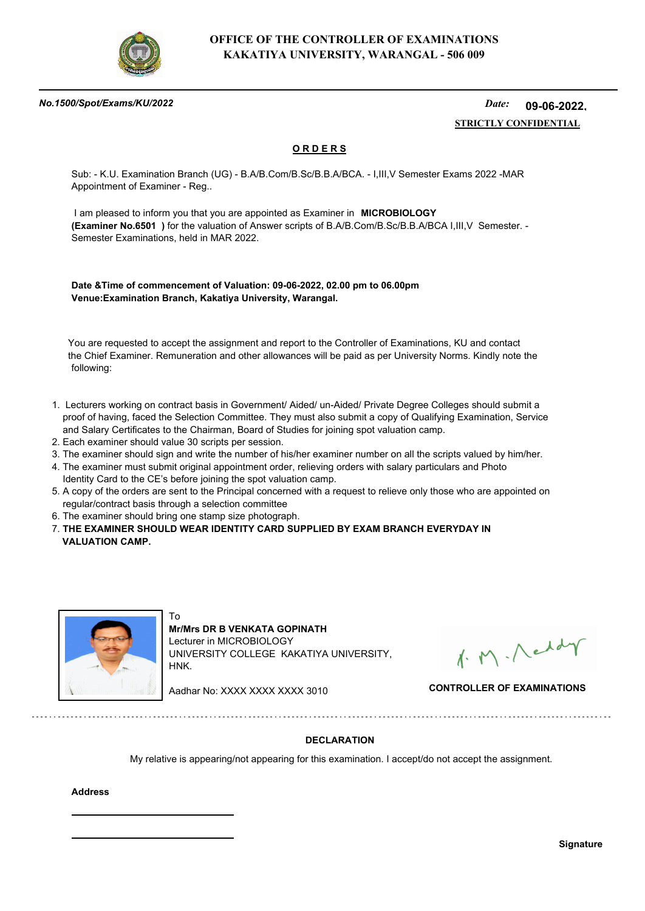**OFFICE OF THE CONTROLLER OF EXAMINATIONS**
**KAKATIYA UNIVERSITY, WARANGAL - 506 009**

***No.1500/Spot/Exams/KU/2022*** *Date:* **09-06-2022.**

**STRICTLY CONFIDENTIAL**

## ORDERS

Sub: - K.U. Examination Branch (UG) - B.A/B.Com/B.Sc/B.B.A/BCA. - I,III,V Semester Exams 2022 -MAR Appointment of Examiner - Reg..

I am pleased to inform you that you are appointed as Examiner in **MICROBIOLOGY (Examiner No.6501 )** for the valuation of Answer scripts of B.A/B.Com/B.Sc/B.B.A/BCA I,III,V Semester. - Semester Examinations, held in MAR 2022.

**Date &Time of commencement of Valuation: 09-06-2022, 02.00 pm to 06.00pm**
**Venue:Examination Branch, Kakatiya University, Warangal.**

You are requested to accept the assignment and report to the Controller of Examinations, KU and contact the Chief Examiner. Remuneration and other allowances will be paid as per University Norms. Kindly note the following:

1. Lecturers working on contract basis in Government/ Aided/ un-Aided/ Private Degree Colleges should submit a proof of having, faced the Selection Committee. They must also submit a copy of Qualifying Examination, Service and Salary Certificates to the Chairman, Board of Studies for joining spot valuation camp.
2. Each examiner should value 30 scripts per session.
3. The examiner should sign and write the number of his/her examiner number on all the scripts valued by him/her.
4. The examiner must submit original appointment order, relieving orders with salary particulars and Photo Identity Card to the CE's before joining the spot valuation camp.
5. A copy of the orders are sent to the Principal concerned with a request to relieve only those who are appointed on regular/contract basis through a selection committee
6. The examiner should bring one stamp size photograph.
7. **THE EXAMINER SHOULD WEAR IDENTITY CARD SUPPLIED BY EXAM BRANCH EVERYDAY IN VALUATION CAMP.**

To
**Mr/Mrs DR B VENKATA GOPINATH**
Lecturer in MICROBIOLOGY
UNIVERSITY COLLEGE KAKATIYA UNIVERSITY, HNK.

Aadhar No: XXXX XXXX XXXX 3010

**CONTROLLER OF EXAMINATIONS**

---

**DECLARATION**

My relative is appearing/not appearing for this examination. I accept/do not accept the assignment.

**Address**

\_\_\_\_\_\_\_\_\_\_\_\_\_\_\_\_\_\_\_\_\_\_

\_\_\_\_\_\_\_\_\_\_\_\_\_\_\_\_\_\_\_\_\_\_

**Signature**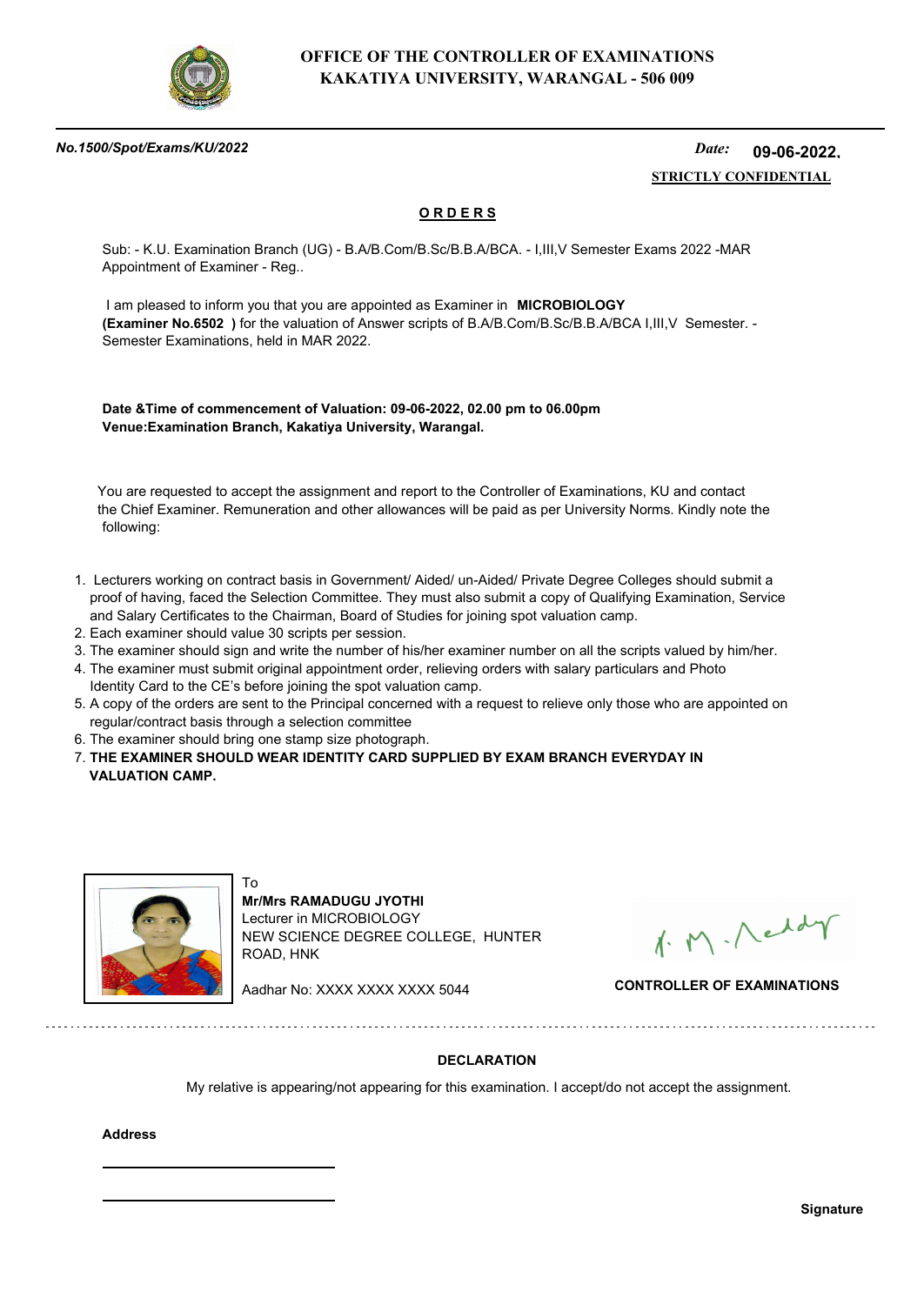**OFFICE OF THE CONTROLLER OF EXAMINATIONS**
**KAKATIYA UNIVERSITY, WARANGAL - 506 009**

***No.1500/Spot/Exams/KU/2022*** *Date:* **09-06-2022.**

**STRICTLY CONFIDENTIAL**

## ORDERS

Sub: - K.U. Examination Branch (UG) - B.A/B.Com/B.Sc/B.B.A/BCA. - I,III,V Semester Exams 2022 -MAR Appointment of Examiner - Reg..

I am pleased to inform you that you are appointed as Examiner in **MICROBIOLOGY** **(Examiner No.6502 )** for the valuation of Answer scripts of B.A/B.Com/B.Sc/B.B.A/BCA I,III,V Semester. - Semester Examinations, held in MAR 2022.

**Date &Time of commencement of Valuation: 09-06-2022, 02.00 pm to 06.00pm**
**Venue:Examination Branch, Kakatiya University, Warangal.**

You are requested to accept the assignment and report to the Controller of Examinations, KU and contact the Chief Examiner. Remuneration and other allowances will be paid as per University Norms. Kindly note the following:

1. Lecturers working on contract basis in Government/ Aided/ un-Aided/ Private Degree Colleges should submit a proof of having, faced the Selection Committee. They must also submit a copy of Qualifying Examination, Service and Salary Certificates to the Chairman, Board of Studies for joining spot valuation camp.
2. Each examiner should value 30 scripts per session.
3. The examiner should sign and write the number of his/her examiner number on all the scripts valued by him/her.
4. The examiner must submit original appointment order, relieving orders with salary particulars and Photo Identity Card to the CE's before joining the spot valuation camp.
5. A copy of the orders are sent to the Principal concerned with a request to relieve only those who are appointed on regular/contract basis through a selection committee
6. The examiner should bring one stamp size photograph.
7. **THE EXAMINER SHOULD WEAR IDENTITY CARD SUPPLIED BY EXAM BRANCH EVERYDAY IN VALUATION CAMP.**

To
**Mr/Mrs RAMADUGU JYOTHI**
Lecturer in MICROBIOLOGY
NEW SCIENCE DEGREE COLLEGE, HUNTER ROAD, HNK

Aadhar No: XXXX XXXX XXXX 5044

**CONTROLLER OF EXAMINATIONS**

**DECLARATION**

My relative is appearing/not appearing for this examination. I accept/do not accept the assignment.

**Address**

______________________

______________________

**Signature**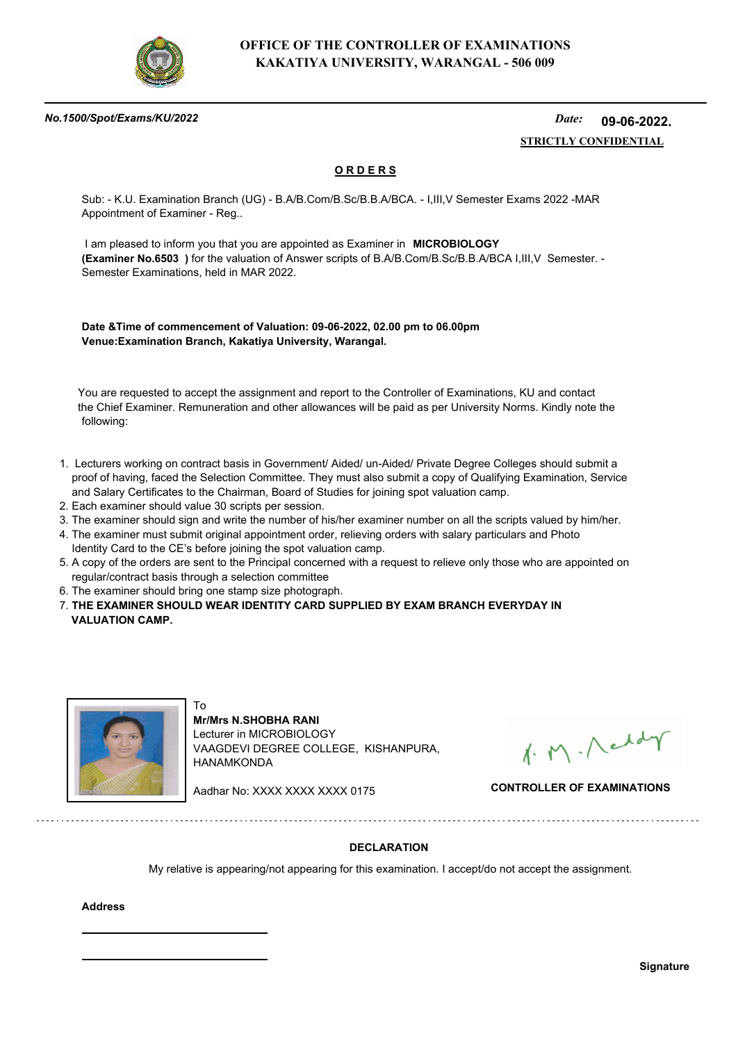**OFFICE OF THE CONTROLLER OF EXAMINATIONS**
**KAKATIYA UNIVERSITY, WARANGAL - 506 009**

***No.1500/Spot/Exams/KU/2022*** *Date:* **09-06-2022.**

**STRICTLY CONFIDENTIAL**

## ORDERS

Sub: - K.U. Examination Branch (UG) - B.A/B.Com/B.Sc/B.B.A/BCA. - I,III,V Semester Exams 2022 -MAR Appointment of Examiner - Reg..

I am pleased to inform you that you are appointed as Examiner in **MICROBIOLOGY (Examiner No.6503 )** for the valuation of Answer scripts of B.A/B.Com/B.Sc/B.B.A/BCA I,III,V Semester. - Semester Examinations, held in MAR 2022.

**Date &Time of commencement of Valuation: 09-06-2022, 02.00 pm to 06.00pm**
**Venue:Examination Branch, Kakatiya University, Warangal.**

You are requested to accept the assignment and report to the Controller of Examinations, KU and contact the Chief Examiner. Remuneration and other allowances will be paid as per University Norms. Kindly note the following:

1. Lecturers working on contract basis in Government/ Aided/ un-Aided/ Private Degree Colleges should submit a proof of having, faced the Selection Committee. They must also submit a copy of Qualifying Examination, Service and Salary Certificates to the Chairman, Board of Studies for joining spot valuation camp.
2. Each examiner should value 30 scripts per session.
3. The examiner should sign and write the number of his/her examiner number on all the scripts valued by him/her.
4. The examiner must submit original appointment order, relieving orders with salary particulars and Photo Identity Card to the CE's before joining the spot valuation camp.
5. A copy of the orders are sent to the Principal concerned with a request to relieve only those who are appointed on regular/contract basis through a selection committee
6. The examiner should bring one stamp size photograph.
7. **THE EXAMINER SHOULD WEAR IDENTITY CARD SUPPLIED BY EXAM BRANCH EVERYDAY IN VALUATION CAMP.**

To
**Mr/Mrs N.SHOBHA RANI**
Lecturer in MICROBIOLOGY
VAAGDEVI DEGREE COLLEGE, KISHANPURA, HANAMKONDA

Aadhar No: XXXX XXXX XXXX 0175

**CONTROLLER OF EXAMINATIONS**

---

**DECLARATION**

My relative is appearing/not appearing for this examination. I accept/do not accept the assignment.

**Address**

______________________

______________________

**Signature**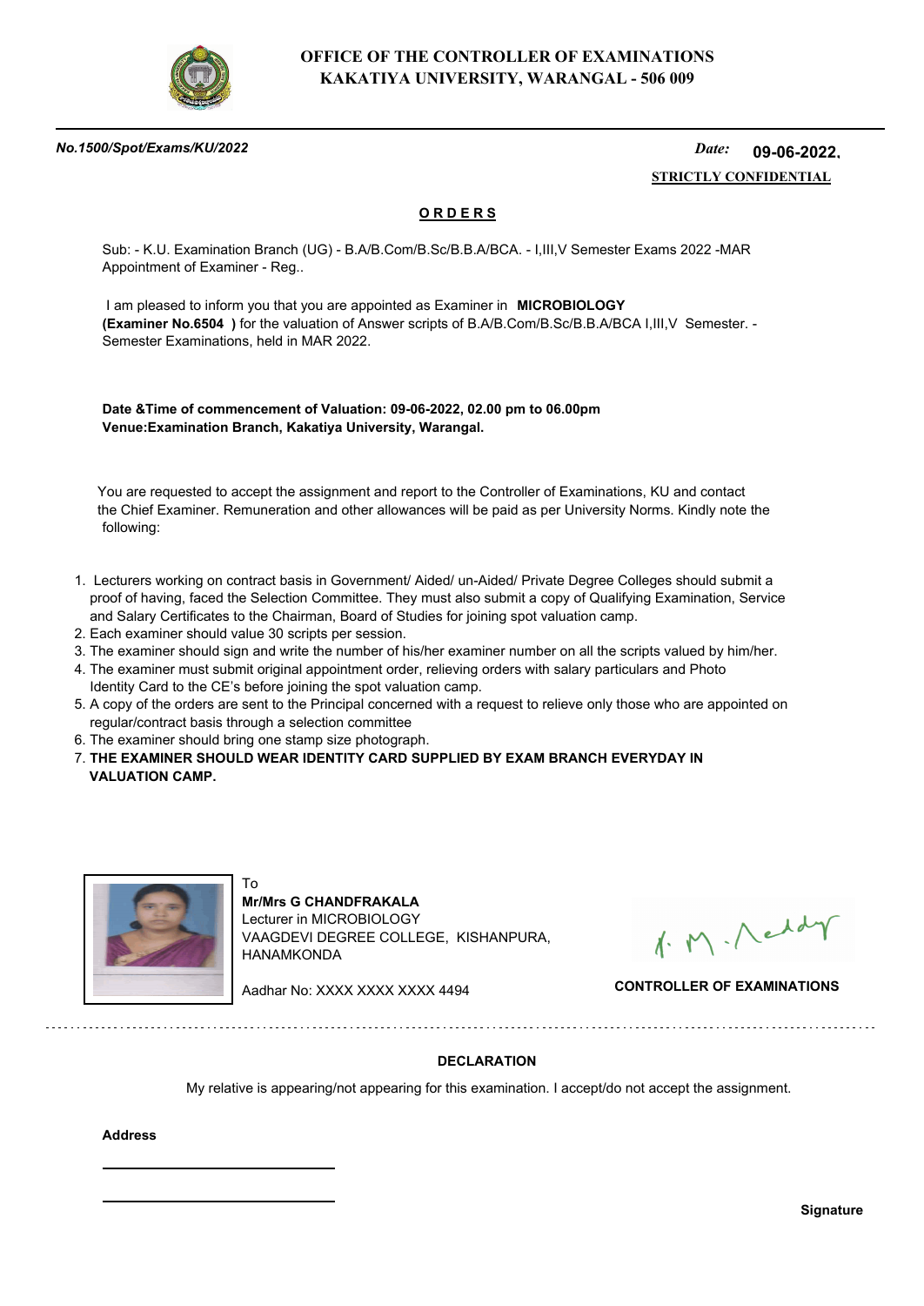**OFFICE OF THE CONTROLLER OF EXAMINATIONS**
**KAKATIYA UNIVERSITY, WARANGAL - 506 009**

***No.1500/Spot/Exams/KU/2022*** *Date:* **09-06-2022.**

**STRICTLY CONFIDENTIAL**

## O R D E R S

Sub: - K.U. Examination Branch (UG) - B.A/B.Com/B.Sc/B.B.A/BCA. - I,III,V Semester Exams 2022 -MAR Appointment of Examiner - Reg..

I am pleased to inform you that you are appointed as Examiner in **MICROBIOLOGY (Examiner No.6504 )** for the valuation of Answer scripts of B.A/B.Com/B.Sc/B.B.A/BCA I,III,V Semester. - Semester Examinations, held in MAR 2022.

**Date &Time of commencement of Valuation: 09-06-2022, 02.00 pm to 06.00pm**
**Venue:Examination Branch, Kakatiya University, Warangal.**

You are requested to accept the assignment and report to the Controller of Examinations, KU and contact the Chief Examiner. Remuneration and other allowances will be paid as per University Norms. Kindly note the following:

1. Lecturers working on contract basis in Government/ Aided/ un-Aided/ Private Degree Colleges should submit a proof of having, faced the Selection Committee. They must also submit a copy of Qualifying Examination, Service and Salary Certificates to the Chairman, Board of Studies for joining spot valuation camp.
2. Each examiner should value 30 scripts per session.
3. The examiner should sign and write the number of his/her examiner number on all the scripts valued by him/her.
4. The examiner must submit original appointment order, relieving orders with salary particulars and Photo Identity Card to the CE's before joining the spot valuation camp.
5. A copy of the orders are sent to the Principal concerned with a request to relieve only those who are appointed on regular/contract basis through a selection committee
6. The examiner should bring one stamp size photograph.
7. **THE EXAMINER SHOULD WEAR IDENTITY CARD SUPPLIED BY EXAM BRANCH EVERYDAY IN VALUATION CAMP.**

To
**Mr/Mrs G CHANDFRAKALA**
Lecturer in MICROBIOLOGY
VAAGDEVI DEGREE COLLEGE, KISHANPURA, HANAMKONDA

Aadhar No: XXXX XXXX XXXX 4494

**CONTROLLER OF EXAMINATIONS**

---

**DECLARATION**

My relative is appearing/not appearing for this examination. I accept/do not accept the assignment.

**Address**

______________________

______________________

**Signature**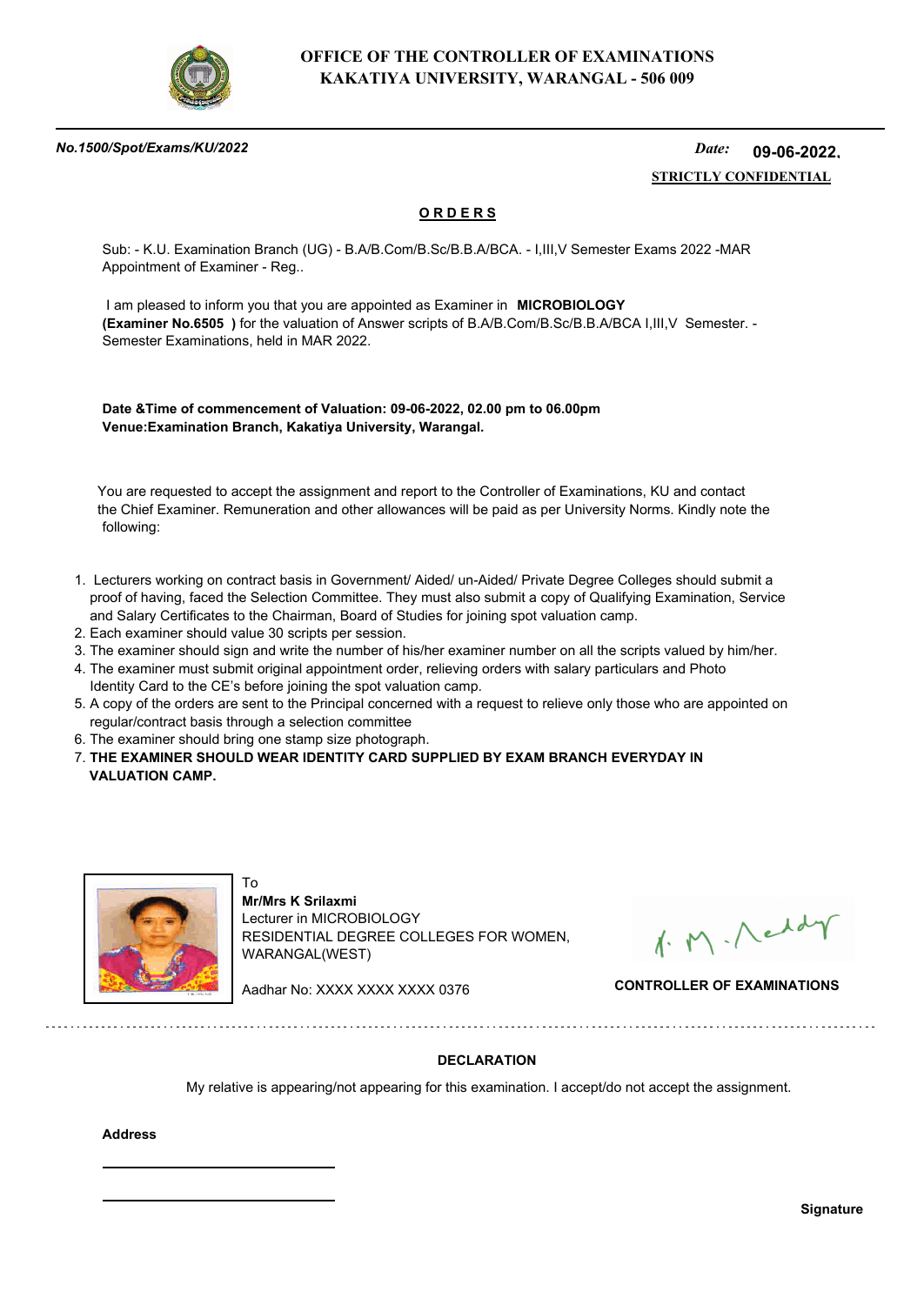**OFFICE OF THE CONTROLLER OF EXAMINATIONS**
**KAKATIYA UNIVERSITY, WARANGAL - 506 009**

***No.1500/Spot/Exams/KU/2022*** *Date:* **09-06-2022.**

**STRICTLY CONFIDENTIAL**

## ORDERS

Sub: - K.U. Examination Branch (UG) - B.A/B.Com/B.Sc/B.B.A/BCA. - I,III,V Semester Exams 2022 -MAR Appointment of Examiner - Reg..

I am pleased to inform you that you are appointed as Examiner in **MICROBIOLOGY (Examiner No.6505 )** for the valuation of Answer scripts of B.A/B.Com/B.Sc/B.B.A/BCA I,III,V Semester. - Semester Examinations, held in MAR 2022.

**Date &Time of commencement of Valuation: 09-06-2022, 02.00 pm to 06.00pm**
**Venue:Examination Branch, Kakatiya University, Warangal.**

You are requested to accept the assignment and report to the Controller of Examinations, KU and contact the Chief Examiner. Remuneration and other allowances will be paid as per University Norms. Kindly note the following:

1. Lecturers working on contract basis in Government/ Aided/ un-Aided/ Private Degree Colleges should submit a proof of having, faced the Selection Committee. They must also submit a copy of Qualifying Examination, Service and Salary Certificates to the Chairman, Board of Studies for joining spot valuation camp.
2. Each examiner should value 30 scripts per session.
3. The examiner should sign and write the number of his/her examiner number on all the scripts valued by him/her.
4. The examiner must submit original appointment order, relieving orders with salary particulars and Photo Identity Card to the CE's before joining the spot valuation camp.
5. A copy of the orders are sent to the Principal concerned with a request to relieve only those who are appointed on regular/contract basis through a selection committee
6. The examiner should bring one stamp size photograph.
7. **THE EXAMINER SHOULD WEAR IDENTITY CARD SUPPLIED BY EXAM BRANCH EVERYDAY IN VALUATION CAMP.**

To
**Mr/Mrs K Srilaxmi**
Lecturer in MICROBIOLOGY
RESIDENTIAL DEGREE COLLEGES FOR WOMEN, WARANGAL(WEST)

Aadhar No: XXXX XXXX XXXX 0376

**CONTROLLER OF EXAMINATIONS**

**DECLARATION**

My relative is appearing/not appearing for this examination. I accept/do not accept the assignment.

**Address**

\_\_\_\_\_\_\_\_\_\_\_\_\_\_\_\_\_\_\_\_\_\_\_\_

\_\_\_\_\_\_\_\_\_\_\_\_\_\_\_\_\_\_\_\_\_\_\_\_

**Signature**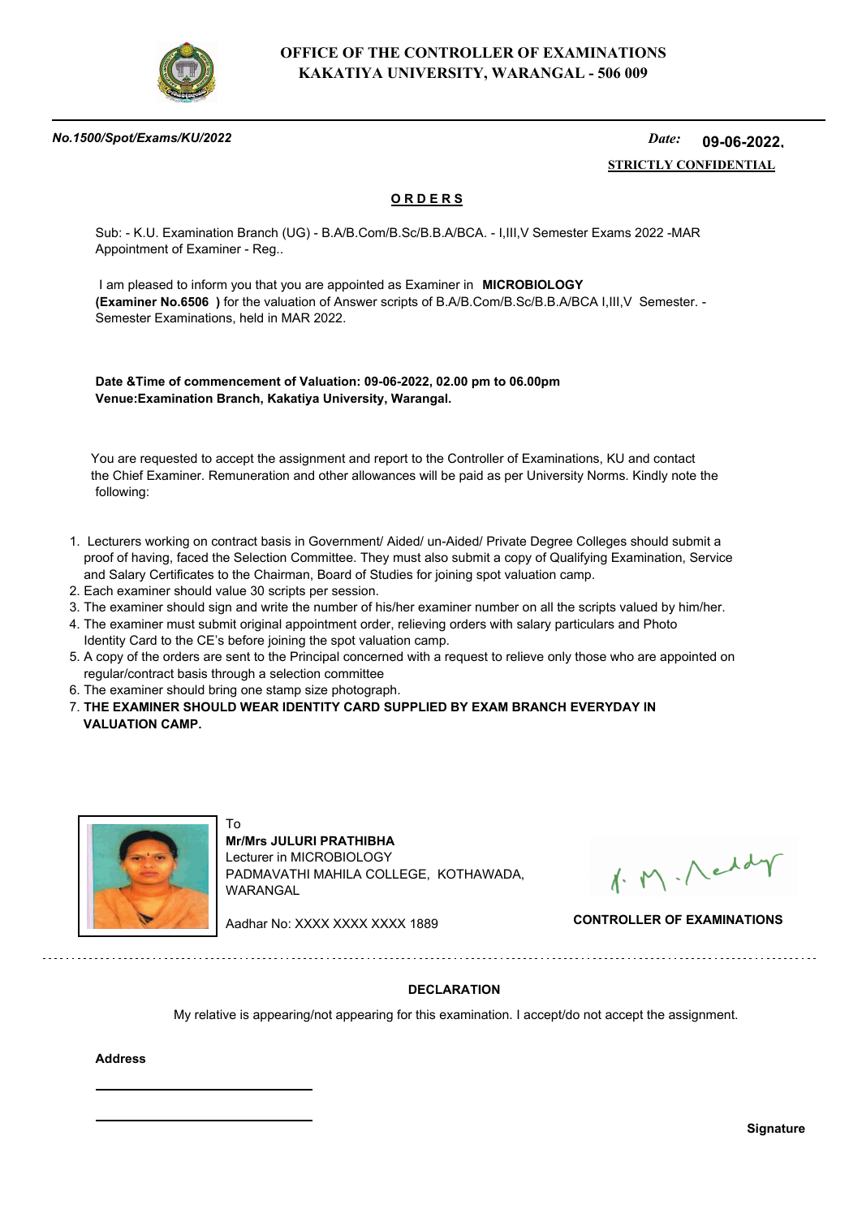# OFFICE OF THE CONTROLLER OF EXAMINATIONS
## KAKATIYA UNIVERSITY, WARANGAL - 506 009

***No.1500/Spot/Exams/KU/2022*** *Date:* **09-06-2022.**

**STRICTLY CONFIDENTIAL**

**O R D E R S**

Sub: - K.U. Examination Branch (UG) - B.A/B.Com/B.Sc/B.B.A/BCA. - I,III,V Semester Exams 2022 -MAR Appointment of Examiner - Reg..

I am pleased to inform you that you are appointed as Examiner in **MICROBIOLOGY (Examiner No.6506 )** for the valuation of Answer scripts of B.A/B.Com/B.Sc/B.B.A/BCA I,III,V Semester. - Semester Examinations, held in MAR 2022.

**Date &Time of commencement of Valuation: 09-06-2022, 02.00 pm to 06.00pm**
**Venue:Examination Branch, Kakatiya University, Warangal.**

You are requested to accept the assignment and report to the Controller of Examinations, KU and contact the Chief Examiner. Remuneration and other allowances will be paid as per University Norms. Kindly note the following:

1. Lecturers working on contract basis in Government/ Aided/ un-Aided/ Private Degree Colleges should submit a proof of having, faced the Selection Committee. They must also submit a copy of Qualifying Examination, Service and Salary Certificates to the Chairman, Board of Studies for joining spot valuation camp.
2. Each examiner should value 30 scripts per session.
3. The examiner should sign and write the number of his/her examiner number on all the scripts valued by him/her.
4. The examiner must submit original appointment order, relieving orders with salary particulars and Photo Identity Card to the CE's before joining the spot valuation camp.
5. A copy of the orders are sent to the Principal concerned with a request to relieve only those who are appointed on regular/contract basis through a selection committee
6. The examiner should bring one stamp size photograph.
7. **THE EXAMINER SHOULD WEAR IDENTITY CARD SUPPLIED BY EXAM BRANCH EVERYDAY IN VALUATION CAMP.**

To
**Mr/Mrs JULURI PRATHIBHA**
Lecturer in MICROBIOLOGY
PADMAVATHI MAHILA COLLEGE, KOTHAWADA, WARANGAL

Aadhar No: XXXX XXXX XXXX 1889

**CONTROLLER OF EXAMINATIONS**

---

**DECLARATION**

My relative is appearing/not appearing for this examination. I accept/do not accept the assignment.

**Address**

\_\_\_\_\_\_\_\_\_\_\_\_\_\_\_\_\_\_\_\_\_\_\_\_

\_\_\_\_\_\_\_\_\_\_\_\_\_\_\_\_\_\_\_\_\_\_\_\_

**Signature**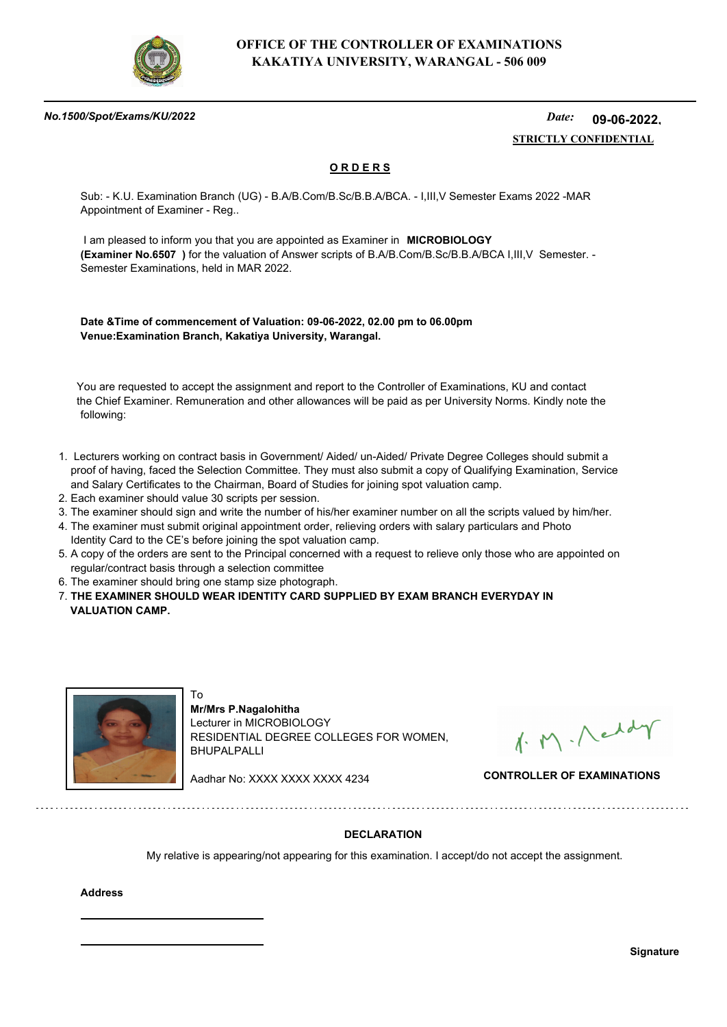**OFFICE OF THE CONTROLLER OF EXAMINATIONS**
**KAKATIYA UNIVERSITY, WARANGAL - 506 009**

***No.1500/Spot/Exams/KU/2022*** *Date:* **09-06-2022.**

**STRICTLY CONFIDENTIAL**

## O R D E R S

Sub: - K.U. Examination Branch (UG) - B.A/B.Com/B.Sc/B.B.A/BCA. - I,III,V Semester Exams 2022 -MAR Appointment of Examiner - Reg..

I am pleased to inform you that you are appointed as Examiner in **MICROBIOLOGY (Examiner No.6507 )** for the valuation of Answer scripts of B.A/B.Com/B.Sc/B.B.A/BCA I,III,V Semester. - Semester Examinations, held in MAR 2022.

**Date &Time of commencement of Valuation: 09-06-2022, 02.00 pm to 06.00pm**
**Venue:Examination Branch, Kakatiya University, Warangal.**

You are requested to accept the assignment and report to the Controller of Examinations, KU and contact the Chief Examiner. Remuneration and other allowances will be paid as per University Norms. Kindly note the following:

1. Lecturers working on contract basis in Government/ Aided/ un-Aided/ Private Degree Colleges should submit a proof of having, faced the Selection Committee. They must also submit a copy of Qualifying Examination, Service and Salary Certificates to the Chairman, Board of Studies for joining spot valuation camp.
2. Each examiner should value 30 scripts per session.
3. The examiner should sign and write the number of his/her examiner number on all the scripts valued by him/her.
4. The examiner must submit original appointment order, relieving orders with salary particulars and Photo Identity Card to the CE's before joining the spot valuation camp.
5. A copy of the orders are sent to the Principal concerned with a request to relieve only those who are appointed on regular/contract basis through a selection committee
6. The examiner should bring one stamp size photograph.
7. **THE EXAMINER SHOULD WEAR IDENTITY CARD SUPPLIED BY EXAM BRANCH EVERYDAY IN VALUATION CAMP.**

To
**Mr/Mrs P.Nagalohitha**
Lecturer in MICROBIOLOGY
RESIDENTIAL DEGREE COLLEGES FOR WOMEN,
BHUPALPALLI

Aadhar No: XXXX XXXX XXXX 4234

**CONTROLLER OF EXAMINATIONS**

**DECLARATION**

My relative is appearing/not appearing for this examination. I accept/do not accept the assignment.

**Address**

______________________________

______________________________

**Signature**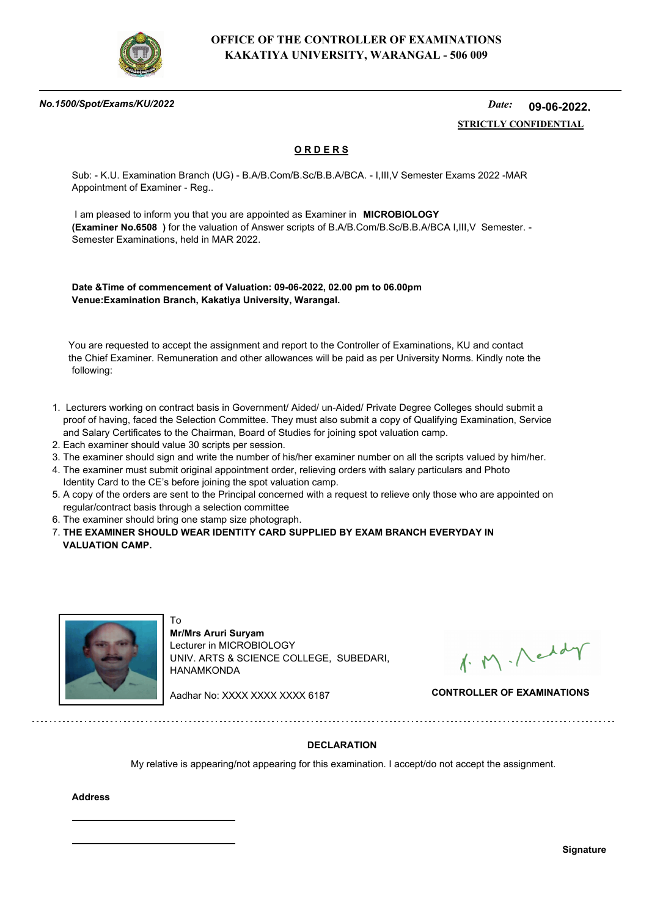**OFFICE OF THE CONTROLLER OF EXAMINATIONS**
**KAKATIYA UNIVERSITY, WARANGAL - 506 009**

***No.1500/Spot/Exams/KU/2022*** *Date:* **09-06-2022.**

**STRICTLY CONFIDENTIAL**

## O R D E R S

Sub: - K.U. Examination Branch (UG) - B.A/B.Com/B.Sc/B.B.A/BCA. - I,III,V Semester Exams 2022 -MAR Appointment of Examiner - Reg..

I am pleased to inform you that you are appointed as Examiner in **MICROBIOLOGY (Examiner No.6508 )** for the valuation of Answer scripts of B.A/B.Com/B.Sc/B.B.A/BCA I,III,V Semester. - Semester Examinations, held in MAR 2022.

**Date &Time of commencement of Valuation: 09-06-2022, 02.00 pm to 06.00pm**
**Venue:Examination Branch, Kakatiya University, Warangal.**

You are requested to accept the assignment and report to the Controller of Examinations, KU and contact the Chief Examiner. Remuneration and other allowances will be paid as per University Norms. Kindly note the following:

1. Lecturers working on contract basis in Government/ Aided/ un-Aided/ Private Degree Colleges should submit a proof of having, faced the Selection Committee. They must also submit a copy of Qualifying Examination, Service and Salary Certificates to the Chairman, Board of Studies for joining spot valuation camp.
2. Each examiner should value 30 scripts per session.
3. The examiner should sign and write the number of his/her examiner number on all the scripts valued by him/her.
4. The examiner must submit original appointment order, relieving orders with salary particulars and Photo Identity Card to the CE's before joining the spot valuation camp.
5. A copy of the orders are sent to the Principal concerned with a request to relieve only those who are appointed on regular/contract basis through a selection committee
6. The examiner should bring one stamp size photograph.
7. **THE EXAMINER SHOULD WEAR IDENTITY CARD SUPPLIED BY EXAM BRANCH EVERYDAY IN VALUATION CAMP.**

To
**Mr/Mrs Aruri Suryam**
Lecturer in MICROBIOLOGY
UNIV. ARTS & SCIENCE COLLEGE, SUBEDARI, HANAMKONDA

Aadhar No: XXXX XXXX XXXX 6187

**CONTROLLER OF EXAMINATIONS**

**DECLARATION**

My relative is appearing/not appearing for this examination. I accept/do not accept the assignment.

**Address**

______________________

______________________

**Signature**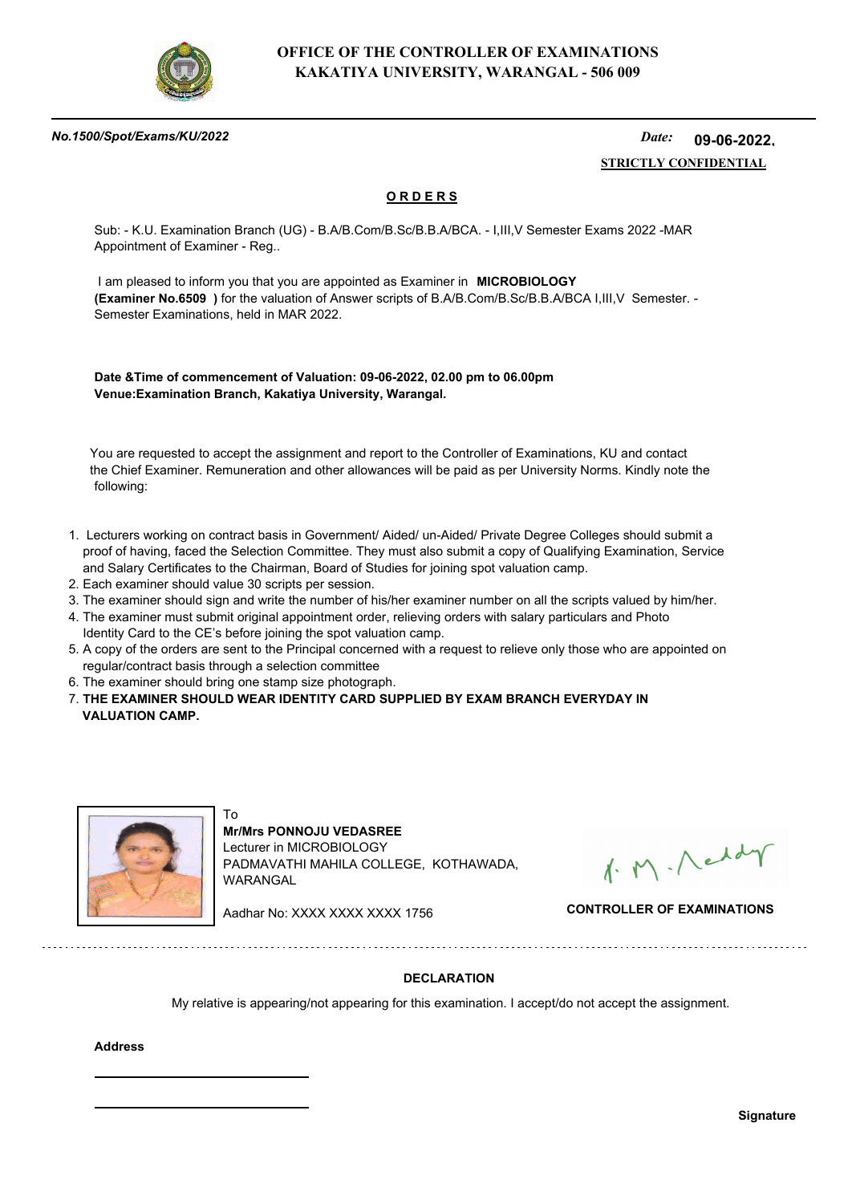**OFFICE OF THE CONTROLLER OF EXAMINATIONS**
**KAKATIYA UNIVERSITY, WARANGAL - 506 009**

*No.1500/Spot/Exams/KU/2022* *Date:* **09-06-2022.**

**STRICTLY CONFIDENTIAL**

## ORDERS

Sub: - K.U. Examination Branch (UG) - B.A/B.Com/B.Sc/B.B.A/BCA. - I,III,V Semester Exams 2022 -MAR Appointment of Examiner - Reg..

I am pleased to inform you that you are appointed as Examiner in **MICROBIOLOGY (Examiner No.6509 )** for the valuation of Answer scripts of B.A/B.Com/B.Sc/B.B.A/BCA I,III,V Semester. - Semester Examinations, held in MAR 2022.

**Date &Time of commencement of Valuation: 09-06-2022, 02.00 pm to 06.00pm**
**Venue:Examination Branch, Kakatiya University, Warangal.**

You are requested to accept the assignment and report to the Controller of Examinations, KU and contact the Chief Examiner. Remuneration and other allowances will be paid as per University Norms. Kindly note the following:

1. Lecturers working on contract basis in Government/ Aided/ un-Aided/ Private Degree Colleges should submit a proof of having, faced the Selection Committee. They must also submit a copy of Qualifying Examination, Service and Salary Certificates to the Chairman, Board of Studies for joining spot valuation camp.
2. Each examiner should value 30 scripts per session.
3. The examiner should sign and write the number of his/her examiner number on all the scripts valued by him/her.
4. The examiner must submit original appointment order, relieving orders with salary particulars and Photo Identity Card to the CE's before joining the spot valuation camp.
5. A copy of the orders are sent to the Principal concerned with a request to relieve only those who are appointed on regular/contract basis through a selection committee
6. The examiner should bring one stamp size photograph.
7. **THE EXAMINER SHOULD WEAR IDENTITY CARD SUPPLIED BY EXAM BRANCH EVERYDAY IN VALUATION CAMP.**

To
**Mr/Mrs PONNOJU VEDASREE**
Lecturer in MICROBIOLOGY
PADMAVATHI MAHILA COLLEGE, KOTHAWADA, WARANGAL

Aadhar No: XXXX XXXX XXXX 1756

**CONTROLLER OF EXAMINATIONS**

---

**DECLARATION**

My relative is appearing/not appearing for this examination. I accept/do not accept the assignment.

**Address**

______________________

______________________

**Signature**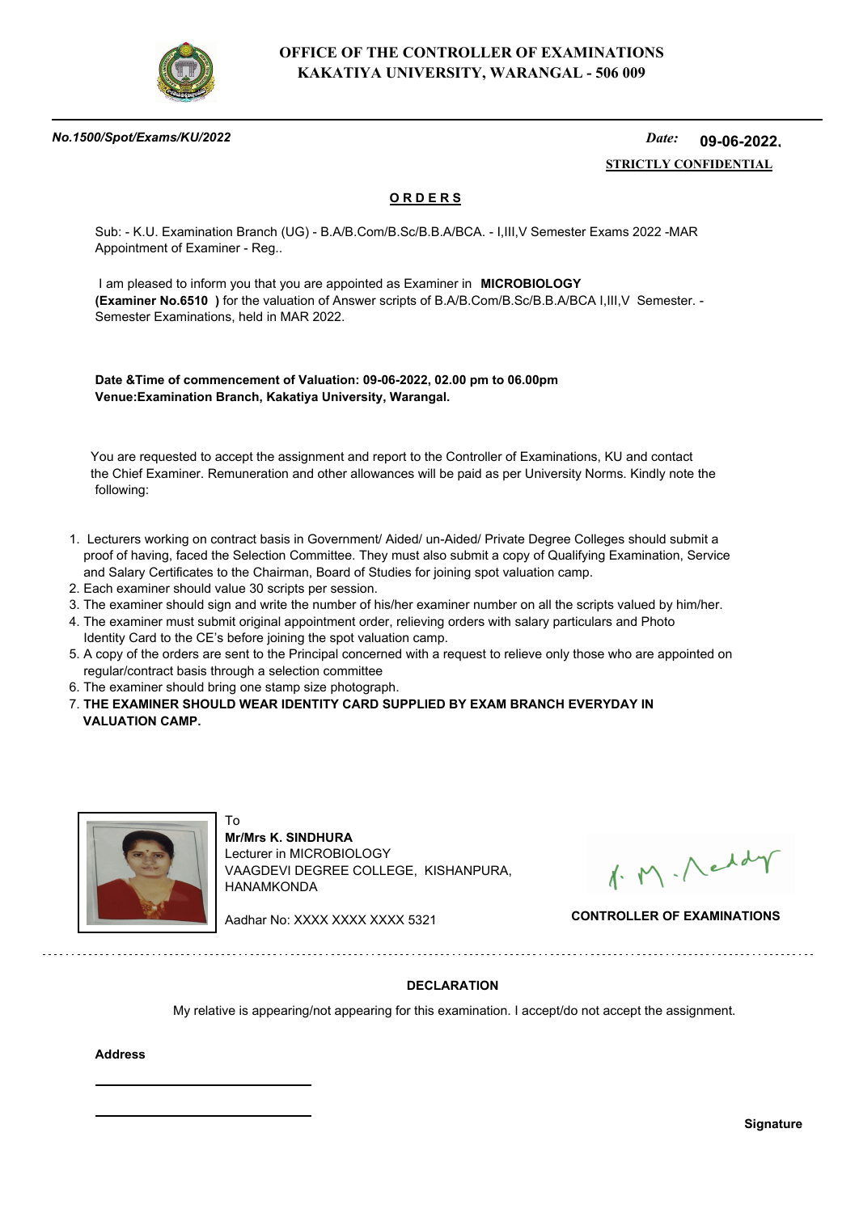**OFFICE OF THE CONTROLLER OF EXAMINATIONS**
**KAKATIYA UNIVERSITY, WARANGAL - 506 009**

*No.1500/Spot/Exams/KU/2022* *Date:* **09-06-2022.**

**STRICTLY CONFIDENTIAL**

## ORDERS

Sub: - K.U. Examination Branch (UG) - B.A/B.Com/B.Sc/B.B.A/BCA. - I,III,V Semester Exams 2022 -MAR Appointment of Examiner - Reg..

I am pleased to inform you that you are appointed as Examiner in **MICROBIOLOGY (Examiner No.6510 )** for the valuation of Answer scripts of B.A/B.Com/B.Sc/B.B.A/BCA I,III,V Semester. - Semester Examinations, held in MAR 2022.

**Date &Time of commencement of Valuation: 09-06-2022, 02.00 pm to 06.00pm**
**Venue:Examination Branch, Kakatiya University, Warangal.**

You are requested to accept the assignment and report to the Controller of Examinations, KU and contact the Chief Examiner. Remuneration and other allowances will be paid as per University Norms. Kindly note the following:

1. Lecturers working on contract basis in Government/ Aided/ un-Aided/ Private Degree Colleges should submit a proof of having, faced the Selection Committee. They must also submit a copy of Qualifying Examination, Service and Salary Certificates to the Chairman, Board of Studies for joining spot valuation camp.
2. Each examiner should value 30 scripts per session.
3. The examiner should sign and write the number of his/her examiner number on all the scripts valued by him/her.
4. The examiner must submit original appointment order, relieving orders with salary particulars and Photo Identity Card to the CE's before joining the spot valuation camp.
5. A copy of the orders are sent to the Principal concerned with a request to relieve only those who are appointed on regular/contract basis through a selection committee
6. The examiner should bring one stamp size photograph.
7. **THE EXAMINER SHOULD WEAR IDENTITY CARD SUPPLIED BY EXAM BRANCH EVERYDAY IN VALUATION CAMP.**

To
**Mr/Mrs K. SINDHURA**
Lecturer in MICROBIOLOGY
VAAGDEVI DEGREE COLLEGE, KISHANPURA, HANAMKONDA

Aadhar No: XXXX XXXX XXXX 5321

**CONTROLLER OF EXAMINATIONS**

**DECLARATION**

My relative is appearing/not appearing for this examination. I accept/do not accept the assignment.

**Address**

\_\_\_\_\_\_\_\_\_\_\_\_\_\_\_\_\_\_\_\_\_\_\_\_

\_\_\_\_\_\_\_\_\_\_\_\_\_\_\_\_\_\_\_\_\_\_\_\_

**Signature**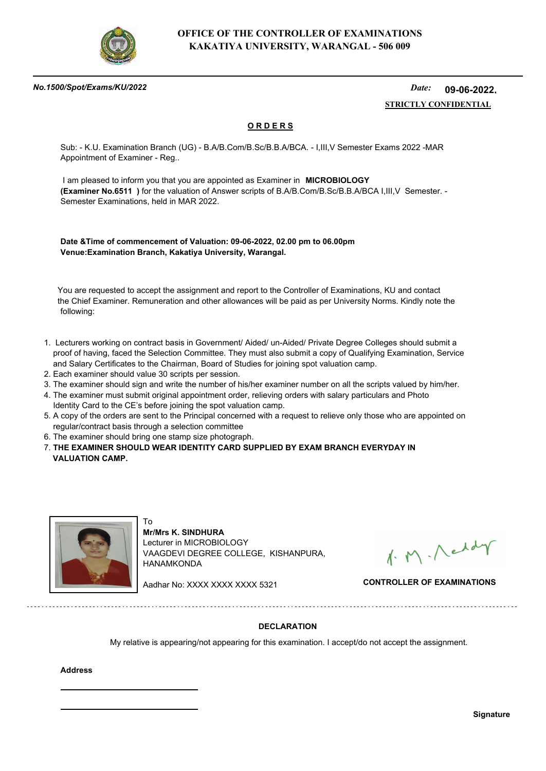**OFFICE OF THE CONTROLLER OF EXAMINATIONS**
**KAKATIYA UNIVERSITY, WARANGAL - 506 009**

***No.1500/Spot/Exams/KU/2022*** *Date:* **09-06-2022.**

**STRICTLY CONFIDENTIAL**

## ORDERS

Sub: - K.U. Examination Branch (UG) - B.A/B.Com/B.Sc/B.B.A/BCA. - I,III,V Semester Exams 2022 -MAR Appointment of Examiner - Reg..

I am pleased to inform you that you are appointed as Examiner in **MICROBIOLOGY (Examiner No.6511 )** for the valuation of Answer scripts of B.A/B.Com/B.Sc/B.B.A/BCA I,III,V Semester. - Semester Examinations, held in MAR 2022.

**Date &Time of commencement of Valuation: 09-06-2022, 02.00 pm to 06.00pm**
**Venue:Examination Branch, Kakatiya University, Warangal.**

You are requested to accept the assignment and report to the Controller of Examinations, KU and contact the Chief Examiner. Remuneration and other allowances will be paid as per University Norms. Kindly note the following:

1. Lecturers working on contract basis in Government/ Aided/ un-Aided/ Private Degree Colleges should submit a proof of having, faced the Selection Committee. They must also submit a copy of Qualifying Examination, Service and Salary Certificates to the Chairman, Board of Studies for joining spot valuation camp.
2. Each examiner should value 30 scripts per session.
3. The examiner should sign and write the number of his/her examiner number on all the scripts valued by him/her.
4. The examiner must submit original appointment order, relieving orders with salary particulars and Photo Identity Card to the CE's before joining the spot valuation camp.
5. A copy of the orders are sent to the Principal concerned with a request to relieve only those who are appointed on regular/contract basis through a selection committee
6. The examiner should bring one stamp size photograph.
7. **THE EXAMINER SHOULD WEAR IDENTITY CARD SUPPLIED BY EXAM BRANCH EVERYDAY IN VALUATION CAMP.**

To
**Mr/Mrs K. SINDHURA**
Lecturer in MICROBIOLOGY
VAAGDEVI DEGREE COLLEGE, KISHANPURA, HANAMKONDA

Aadhar No: XXXX XXXX XXXX 5321

**CONTROLLER OF EXAMINATIONS**

---

**DECLARATION**

My relative is appearing/not appearing for this examination. I accept/do not accept the assignment.

**Address**

\_\_\_\_\_\_\_\_\_\_\_\_\_\_\_\_\_\_\_\_\_\_\_\_\_\_\_\_

\_\_\_\_\_\_\_\_\_\_\_\_\_\_\_\_\_\_\_\_\_\_\_\_\_\_\_\_

**Signature**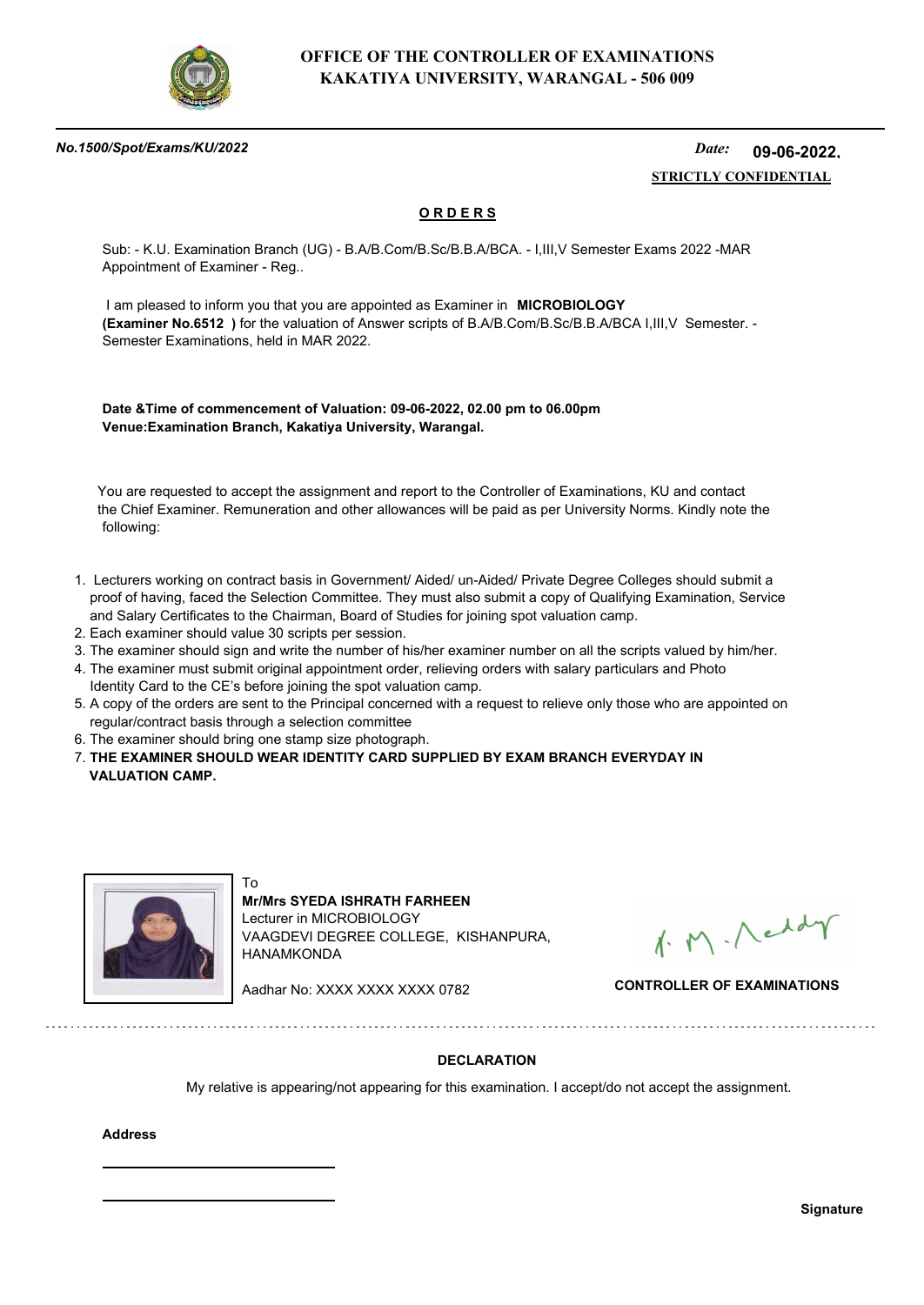# OFFICE OF THE CONTROLLER OF EXAMINATIONS
# KAKATIYA UNIVERSITY, WARANGAL - 506 009

*No.1500/Spot/Exams/KU/2022* *Date:* **09-06-2022.**

**STRICTLY CONFIDENTIAL**

**ORDERS**

Sub: - K.U. Examination Branch (UG) - B.A/B.Com/B.Sc/B.B.A/BCA. - I,III,V Semester Exams 2022 -MAR Appointment of Examiner - Reg..

I am pleased to inform you that you are appointed as Examiner in **MICROBIOLOGY (Examiner No.6512 )** for the valuation of Answer scripts of B.A/B.Com/B.Sc/B.B.A/BCA I,III,V Semester. - Semester Examinations, held in MAR 2022.

**Date &Time of commencement of Valuation: 09-06-2022, 02.00 pm to 06.00pm**
**Venue:Examination Branch, Kakatiya University, Warangal.**

You are requested to accept the assignment and report to the Controller of Examinations, KU and contact the Chief Examiner. Remuneration and other allowances will be paid as per University Norms. Kindly note the following:

1. Lecturers working on contract basis in Government/ Aided/ un-Aided/ Private Degree Colleges should submit a proof of having, faced the Selection Committee. They must also submit a copy of Qualifying Examination, Service and Salary Certificates to the Chairman, Board of Studies for joining spot valuation camp.
2. Each examiner should value 30 scripts per session.
3. The examiner should sign and write the number of his/her examiner number on all the scripts valued by him/her.
4. The examiner must submit original appointment order, relieving orders with salary particulars and Photo Identity Card to the CE's before joining the spot valuation camp.
5. A copy of the orders are sent to the Principal concerned with a request to relieve only those who are appointed on regular/contract basis through a selection committee
6. The examiner should bring one stamp size photograph.
7. **THE EXAMINER SHOULD WEAR IDENTITY CARD SUPPLIED BY EXAM BRANCH EVERYDAY IN VALUATION CAMP.**

To
**Mr/Mrs SYEDA ISHRATH FARHEEN**
Lecturer in MICROBIOLOGY
VAAGDEVI DEGREE COLLEGE, KISHANPURA, HANAMKONDA

Aadhar No: XXXX XXXX XXXX 0782

**CONTROLLER OF EXAMINATIONS**

**DECLARATION**

My relative is appearing/not appearing for this examination. I accept/do not accept the assignment.

**Address**

\_\_\_\_\_\_\_\_\_\_\_\_\_\_\_\_\_\_\_\_\_\_\_\_

\_\_\_\_\_\_\_\_\_\_\_\_\_\_\_\_\_\_\_\_\_\_\_\_

**Signature**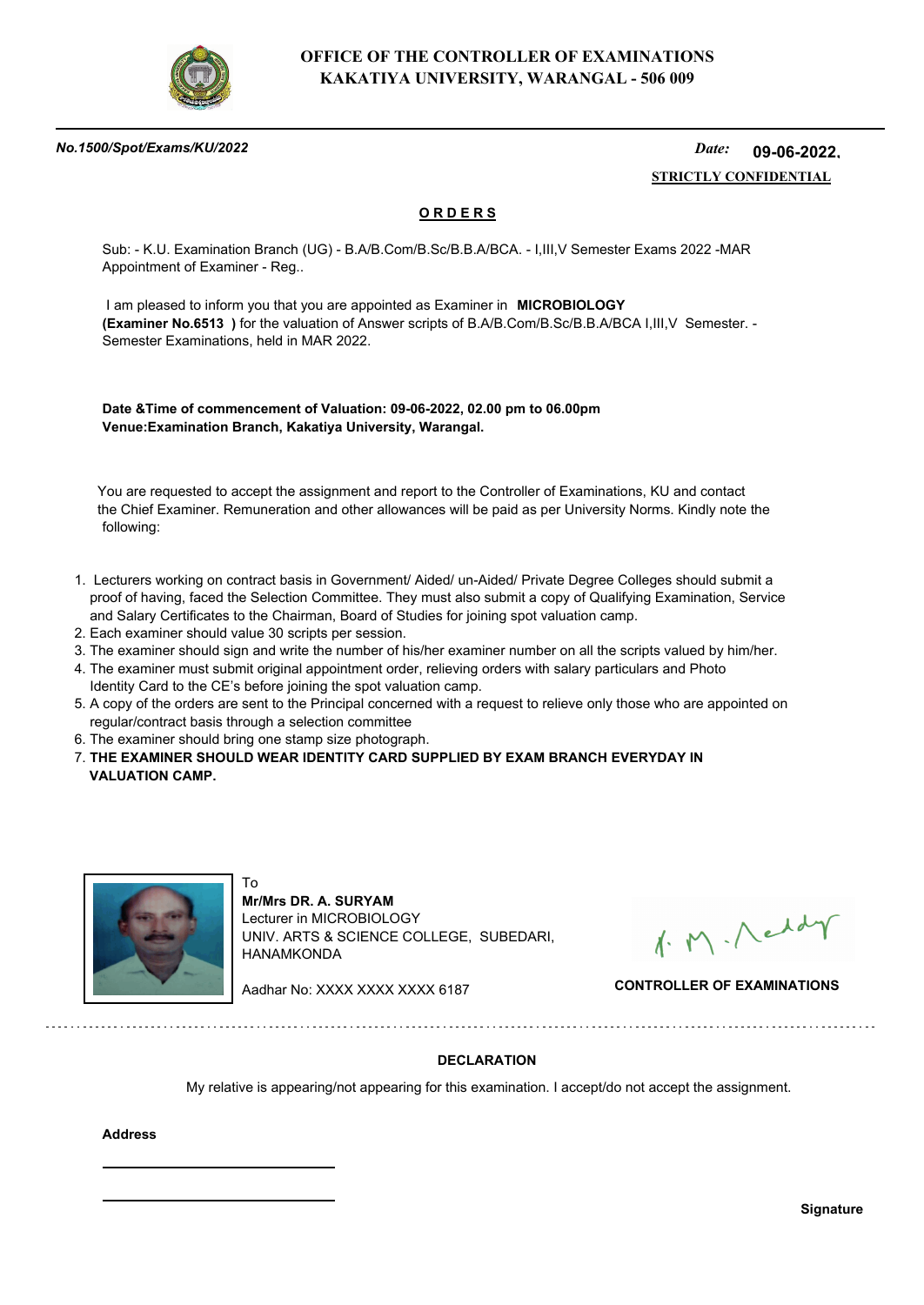**OFFICE OF THE CONTROLLER OF EXAMINATIONS**
**KAKATIYA UNIVERSITY, WARANGAL - 506 009**

***No.1500/Spot/Exams/KU/2022*** *Date:* **09-06-2022.**

**STRICTLY CONFIDENTIAL**

**ORDERS**

Sub: - K.U. Examination Branch (UG) - B.A/B.Com/B.Sc/B.B.A/BCA. - I,III,V Semester Exams 2022 -MAR Appointment of Examiner - Reg..

I am pleased to inform you that you are appointed as Examiner in **MICROBIOLOGY (Examiner No.6513 )** for the valuation of Answer scripts of B.A/B.Com/B.Sc/B.B.A/BCA I,III,V Semester. - Semester Examinations, held in MAR 2022.

**Date &Time of commencement of Valuation: 09-06-2022, 02.00 pm to 06.00pm**
**Venue:Examination Branch, Kakatiya University, Warangal.**

You are requested to accept the assignment and report to the Controller of Examinations, KU and contact the Chief Examiner. Remuneration and other allowances will be paid as per University Norms. Kindly note the following:

1. Lecturers working on contract basis in Government/ Aided/ un-Aided/ Private Degree Colleges should submit a proof of having, faced the Selection Committee. They must also submit a copy of Qualifying Examination, Service and Salary Certificates to the Chairman, Board of Studies for joining spot valuation camp.
2. Each examiner should value 30 scripts per session.
3. The examiner should sign and write the number of his/her examiner number on all the scripts valued by him/her.
4. The examiner must submit original appointment order, relieving orders with salary particulars and Photo Identity Card to the CE's before joining the spot valuation camp.
5. A copy of the orders are sent to the Principal concerned with a request to relieve only those who are appointed on regular/contract basis through a selection committee
6. The examiner should bring one stamp size photograph.
7. **THE EXAMINER SHOULD WEAR IDENTITY CARD SUPPLIED BY EXAM BRANCH EVERYDAY IN VALUATION CAMP.**

To
**Mr/Mrs DR. A. SURYAM**
Lecturer in MICROBIOLOGY
UNIV. ARTS & SCIENCE COLLEGE, SUBEDARI, HANAMKONDA

Aadhar No: XXXX XXXX XXXX 6187

**CONTROLLER OF EXAMINATIONS**

**DECLARATION**

My relative is appearing/not appearing for this examination. I accept/do not accept the assignment.

**Address**

\_\_\_\_\_\_\_\_\_\_\_\_\_\_\_\_\_\_\_\_

\_\_\_\_\_\_\_\_\_\_\_\_\_\_\_\_\_\_\_\_

**Signature**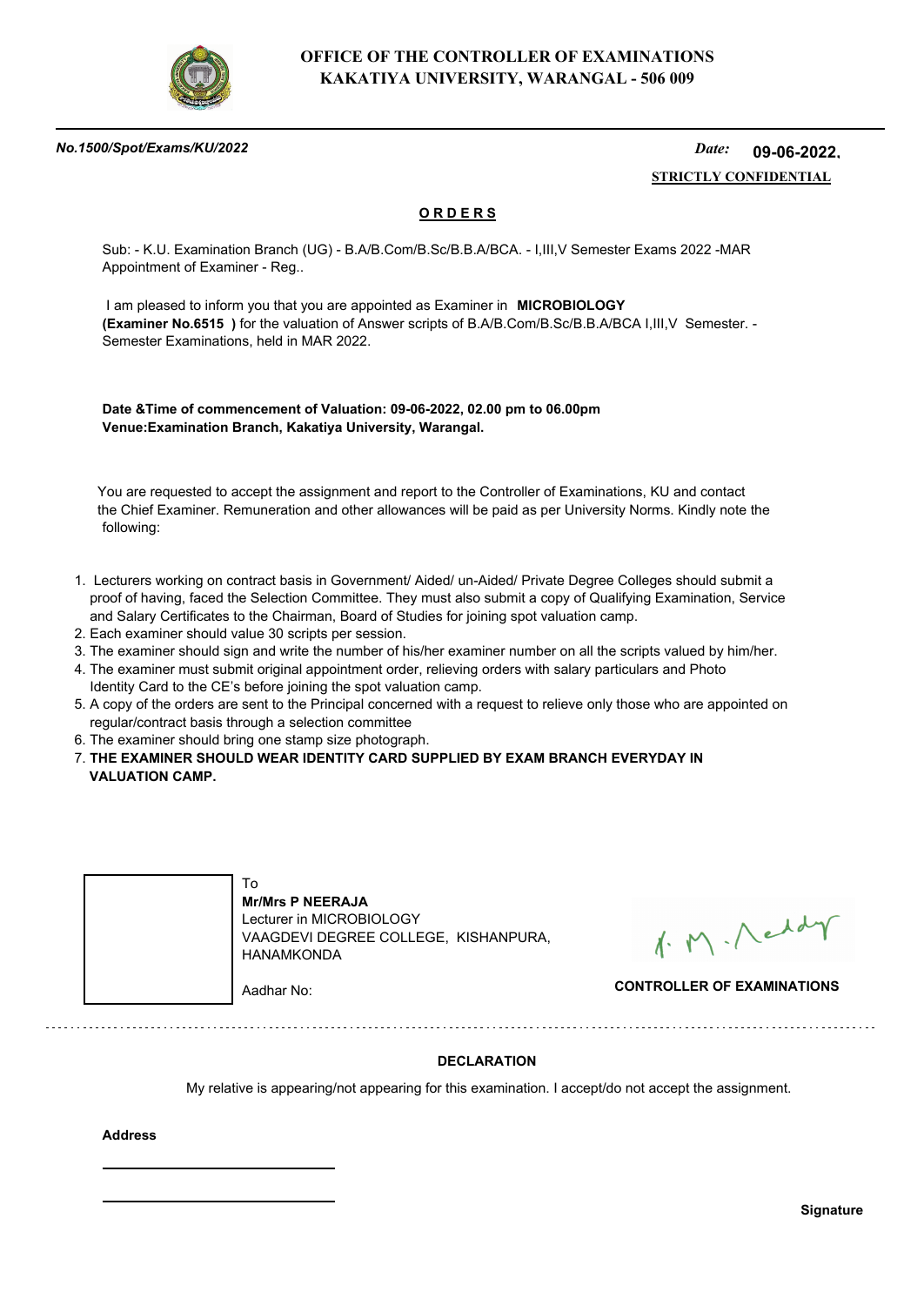# OFFICE OF THE CONTROLLER OF EXAMINATIONS
# KAKATIYA UNIVERSITY, WARANGAL - 506 009

*No.1500/Spot/Exams/KU/2022* *Date:* **09-06-2022.**

**STRICTLY CONFIDENTIAL**

## ORDERS

Sub: - K.U. Examination Branch (UG) - B.A/B.Com/B.Sc/B.B.A/BCA. - I,III,V Semester Exams 2022 -MAR Appointment of Examiner - Reg..

I am pleased to inform you that you are appointed as Examiner in **MICROBIOLOGY (Examiner No.6515 )** for the valuation of Answer scripts of B.A/B.Com/B.Sc/B.B.A/BCA I,III,V Semester. - Semester Examinations, held in MAR 2022.

**Date &Time of commencement of Valuation: 09-06-2022, 02.00 pm to 06.00pm**
**Venue:Examination Branch, Kakatiya University, Warangal.**

You are requested to accept the assignment and report to the Controller of Examinations, KU and contact the Chief Examiner. Remuneration and other allowances will be paid as per University Norms. Kindly note the following:

1. Lecturers working on contract basis in Government/ Aided/ un-Aided/ Private Degree Colleges should submit a proof of having, faced the Selection Committee. They must also submit a copy of Qualifying Examination, Service and Salary Certificates to the Chairman, Board of Studies for joining spot valuation camp.
2. Each examiner should value 30 scripts per session.
3. The examiner should sign and write the number of his/her examiner number on all the scripts valued by him/her.
4. The examiner must submit original appointment order, relieving orders with salary particulars and Photo Identity Card to the CE's before joining the spot valuation camp.
5. A copy of the orders are sent to the Principal concerned with a request to relieve only those who are appointed on regular/contract basis through a selection committee
6. The examiner should bring one stamp size photograph.
7. **THE EXAMINER SHOULD WEAR IDENTITY CARD SUPPLIED BY EXAM BRANCH EVERYDAY IN VALUATION CAMP.**

To
**Mr/Mrs P NEERAJA**
Lecturer in MICROBIOLOGY
VAAGDEVI DEGREE COLLEGE, KISHANPURA,
HANAMKONDA

Aadhar No:

**CONTROLLER OF EXAMINATIONS**

---

**DECLARATION**

My relative is appearing/not appearing for this examination. I accept/do not accept the assignment.

**Address**

______________________

______________________

**Signature**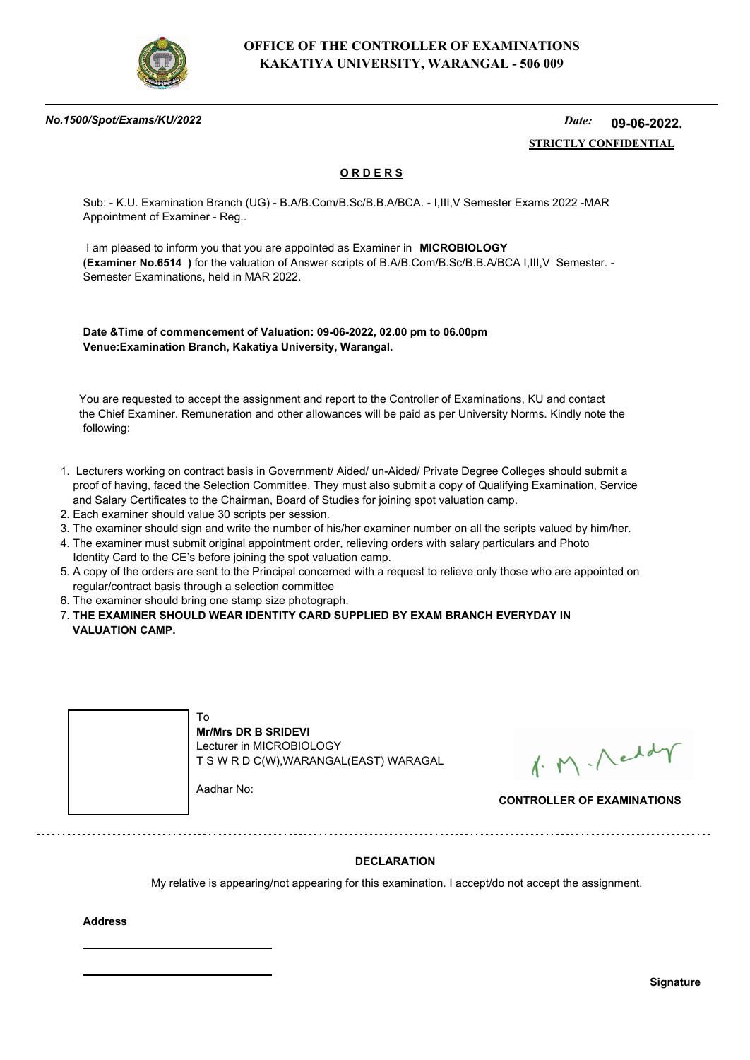**OFFICE OF THE CONTROLLER OF EXAMINATIONS**
**KAKATIYA UNIVERSITY, WARANGAL - 506 009**

***No.1500/Spot/Exams/KU/2022*** *Date:* **09-06-2022.**

**STRICTLY CONFIDENTIAL**

## O R D E R S

Sub: - K.U. Examination Branch (UG) - B.A/B.Com/B.Sc/B.B.A/BCA. - I,III,V Semester Exams 2022 -MAR Appointment of Examiner - Reg..

I am pleased to inform you that you are appointed as Examiner in **MICROBIOLOGY (Examiner No.6514 )** for the valuation of Answer scripts of B.A/B.Com/B.Sc/B.B.A/BCA I,III,V Semester. - Semester Examinations, held in MAR 2022.

**Date &Time of commencement of Valuation: 09-06-2022, 02.00 pm to 06.00pm**
**Venue:Examination Branch, Kakatiya University, Warangal.**

You are requested to accept the assignment and report to the Controller of Examinations, KU and contact the Chief Examiner. Remuneration and other allowances will be paid as per University Norms. Kindly note the following:

1. Lecturers working on contract basis in Government/ Aided/ un-Aided/ Private Degree Colleges should submit a proof of having, faced the Selection Committee. They must also submit a copy of Qualifying Examination, Service and Salary Certificates to the Chairman, Board of Studies for joining spot valuation camp.
2. Each examiner should value 30 scripts per session.
3. The examiner should sign and write the number of his/her examiner number on all the scripts valued by him/her.
4. The examiner must submit original appointment order, relieving orders with salary particulars and Photo Identity Card to the CE's before joining the spot valuation camp.
5. A copy of the orders are sent to the Principal concerned with a request to relieve only those who are appointed on regular/contract basis through a selection committee
6. The examiner should bring one stamp size photograph.
7. **THE EXAMINER SHOULD WEAR IDENTITY CARD SUPPLIED BY EXAM BRANCH EVERYDAY IN VALUATION CAMP.**

To
**Mr/Mrs DR B SRIDEVI**
Lecturer in MICROBIOLOGY
T S W R D C(W),WARANGAL(EAST) WARAGAL

Aadhar No:

**CONTROLLER OF EXAMINATIONS**

---

**DECLARATION**

My relative is appearing/not appearing for this examination. I accept/do not accept the assignment.

**Address**

**Signature**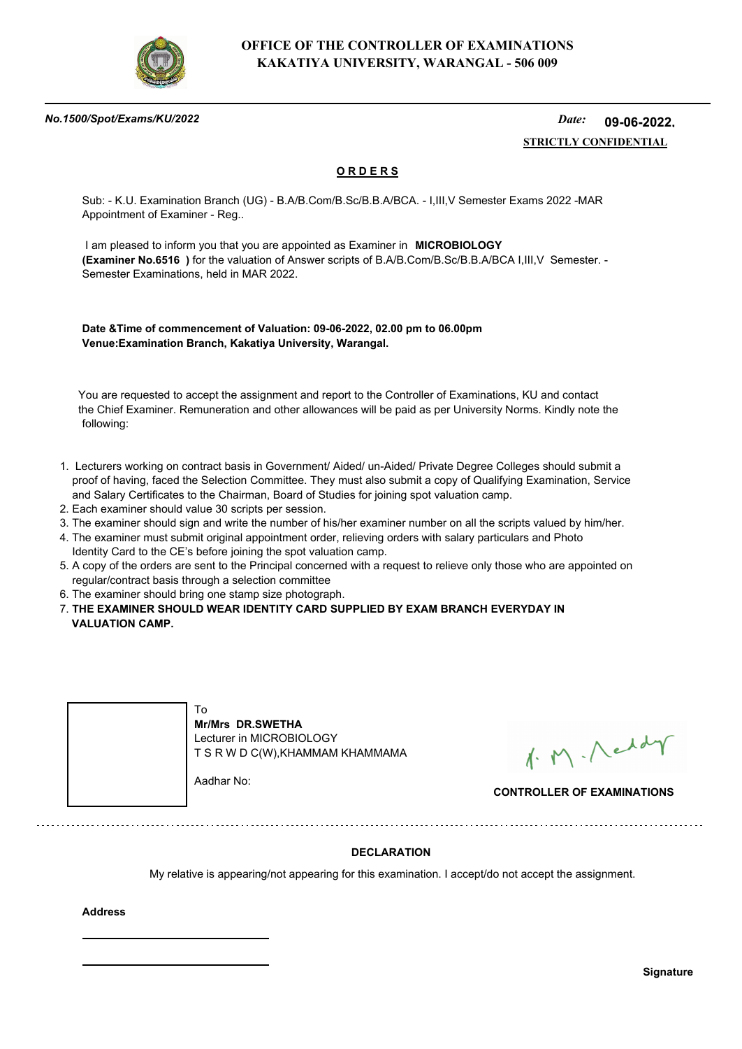**OFFICE OF THE CONTROLLER OF EXAMINATIONS**
**KAKATIYA UNIVERSITY, WARANGAL - 506 009**

***No.1500/Spot/Exams/KU/2022*** *Date:* **09-06-2022.**

**STRICTLY CONFIDENTIAL**

## ORDERS

Sub: - K.U. Examination Branch (UG) - B.A/B.Com/B.Sc/B.B.A/BCA. - I,III,V Semester Exams 2022 -MAR Appointment of Examiner - Reg..

I am pleased to inform you that you are appointed as Examiner in **MICROBIOLOGY (Examiner No.6516 )** for the valuation of Answer scripts of B.A/B.Com/B.Sc/B.B.A/BCA I,III,V Semester. - Semester Examinations, held in MAR 2022.

**Date &Time of commencement of Valuation: 09-06-2022, 02.00 pm to 06.00pm**
**Venue:Examination Branch, Kakatiya University, Warangal.**

You are requested to accept the assignment and report to the Controller of Examinations, KU and contact the Chief Examiner. Remuneration and other allowances will be paid as per University Norms. Kindly note the following:

1. Lecturers working on contract basis in Government/ Aided/ un-Aided/ Private Degree Colleges should submit a proof of having, faced the Selection Committee. They must also submit a copy of Qualifying Examination, Service and Salary Certificates to the Chairman, Board of Studies for joining spot valuation camp.
2. Each examiner should value 30 scripts per session.
3. The examiner should sign and write the number of his/her examiner number on all the scripts valued by him/her.
4. The examiner must submit original appointment order, relieving orders with salary particulars and Photo Identity Card to the CE's before joining the spot valuation camp.
5. A copy of the orders are sent to the Principal concerned with a request to relieve only those who are appointed on regular/contract basis through a selection committee
6. The examiner should bring one stamp size photograph.
7. **THE EXAMINER SHOULD WEAR IDENTITY CARD SUPPLIED BY EXAM BRANCH EVERYDAY IN VALUATION CAMP.**

To
**Mr/Mrs DR.SWETHA**
Lecturer in MICROBIOLOGY
T S R W D C(W),KHAMMAM KHAMMAMA

Aadhar No:

**CONTROLLER OF EXAMINATIONS**

---

**DECLARATION**

My relative is appearing/not appearing for this examination. I accept/do not accept the assignment.

**Address**

______________________

______________________

**Signature**